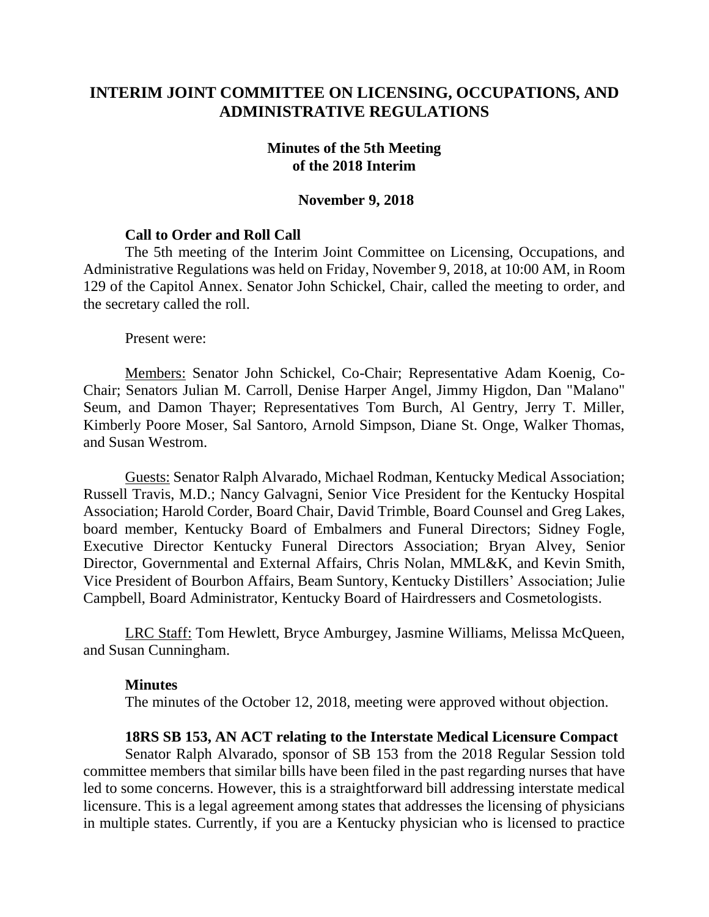# INTERIM JOINT COMMITTEE ON LICENSING, OCCUPATIONS, AND ADMINISTRATIVE REGULATIONS

## Minutes of the 5th Meeting of the 2018 Interim

## November 9, 2018

### Call to Order and Roll Call

The 5th meeting of the Interim Joint Committee on Licensing, Occupations, and Administrative Regulations was held on Friday, November 9, 2018, at 10:00 AM, in Room 129 of the Capitol Annex. Senator John Schickel, Chair, called the meeting to order, and the secretary called the roll.

Present were:

Members: Senator John Schickel, Co-Chair; Representative Adam Koenig, Co-Chair; Senators Julian M. Carroll, Denise Harper Angel, Jimmy Higdon, Dan "Malano" Seum, and Damon Thayer; Representatives Tom Burch, Al Gentry, Jerry T. Miller, Kimberly Poore Moser, Sal Santoro, Arnold Simpson, Diane St. Onge, Walker Thomas, and Susan Westrom.

Guests: Senator Ralph Alvarado, Michael Rodman, Kentucky Medical Association; Russell Travis, M.D.; Nancy Galvagni, Senior Vice President for the Kentucky Hospital Association; Harold Corder, Board Chair, David Trimble, Board Counsel and Greg Lakes, board member, Kentucky Board of Embalmers and Funeral Directors; Sidney Fogle, Executive Director Kentucky Funeral Directors Association; Bryan Alvey, Senior Director, Governmental and External Affairs, Chris Nolan, MML&K, and Kevin Smith, Vice President of Bourbon Affairs, Beam Suntory, Kentucky Distillers' Association; Julie Campbell, Board Administrator, Kentucky Board of Hairdressers and Cosmetologists.

LRC Staff: Tom Hewlett, Bryce Amburgey, Jasmine Williams, Melissa McQueen, and Susan Cunningham.

### Minutes

The minutes of the October 12, 2018, meeting were approved without objection.

### 18RS SB 153, AN ACT relating to the Interstate Medical Licensure Compact

Senator Ralph Alvarado, sponsor of SB 153 from the 2018 Regular Session told committee members that similar bills have been filed in the past regarding nurses that have led to some concerns. However, this is a straightforward bill addressing interstate medical licensure. This is a legal agreement among states that addresses the licensing of physicians in multiple states. Currently, if you are a Kentucky physician who is licensed to practice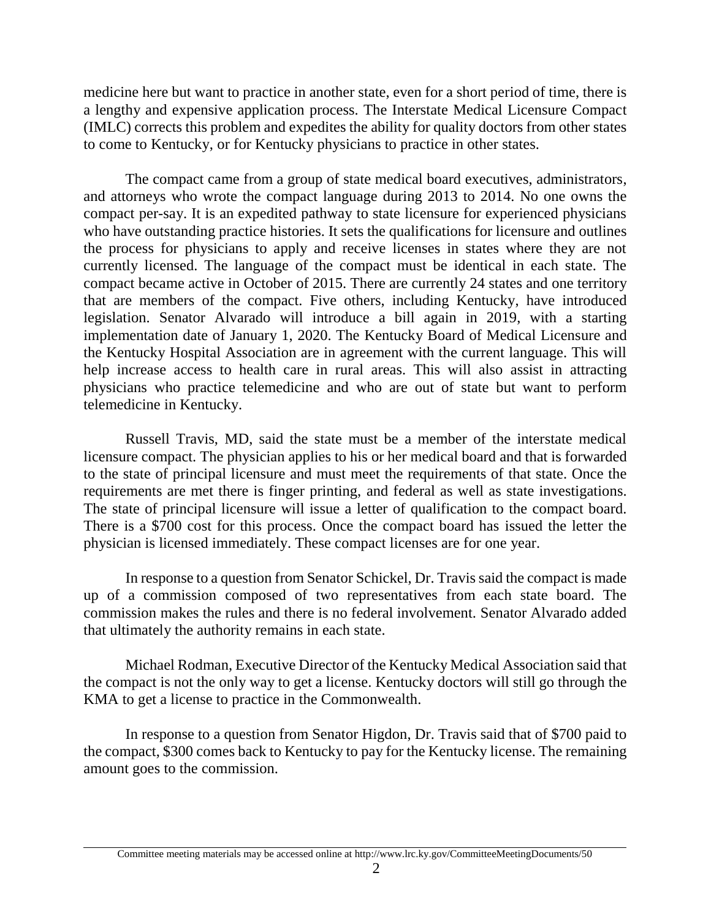medicine here but want to practice in another state, even for a short period of time, there is a lengthy and expensive application process. The Interstate Medical Licensure Compact (IMLC) corrects this problem and expedites the ability for quality doctors from other states to come to Kentucky, or for Kentucky physicians to practice in other states.

The compact came from a group of state medical board executives, administrators, and attorneys who wrote the compact language during 2013 to 2014. No one owns the compact per-say. It is an expedited pathway to state licensure for experienced physicians who have outstanding practice histories. It sets the qualifications for licensure and outlines the process for physicians to apply and receive licenses in states where they are not currently licensed. The language of the compact must be identical in each state. The compact became active in October of 2015. There are currently 24 states and one territory that are members of the compact. Five others, including Kentucky, have introduced legislation. Senator Alvarado will introduce a bill again in 2019, with a starting implementation date of January 1, 2020. The Kentucky Board of Medical Licensure and the Kentucky Hospital Association are in agreement with the current language. This will help increase access to health care in rural areas. This will also assist in attracting physicians who practice telemedicine and who are out of state but want to perform telemedicine in Kentucky.

Russell Travis, MD, said the state must be a member of the interstate medical licensure compact. The physician applies to his or her medical board and that is forwarded to the state of principal licensure and must meet the requirements of that state. Once the requirements are met there is finger printing, and federal as well as state investigations. The state of principal licensure will issue a letter of qualification to the compact board. There is a $700 cost for this process. Once the compact board has issued the letter the physician is licensed immediately. These compact licenses are for one year.

In response to a question from Senator Schickel, Dr. Travis said the compact is made up of a commission composed of two representatives from each state board. The commission makes the rules and there is no federal involvement. Senator Alvarado added that ultimately the authority remains in each state.

Michael Rodman, Executive Director of the Kentucky Medical Association said that the compact is not the only way to get a license. Kentucky doctors will still go through the KMA to get a license to practice in the Commonwealth.

In response to a question from Senator Higdon, Dr. Travis said that of $700 paid to the compact, $300 comes back to Kentucky to pay for the Kentucky license. The remaining amount goes to the commission.

Committee meeting materials may be accessed online at http://www.lrc.ky.gov/CommitteeMeetingDocuments/50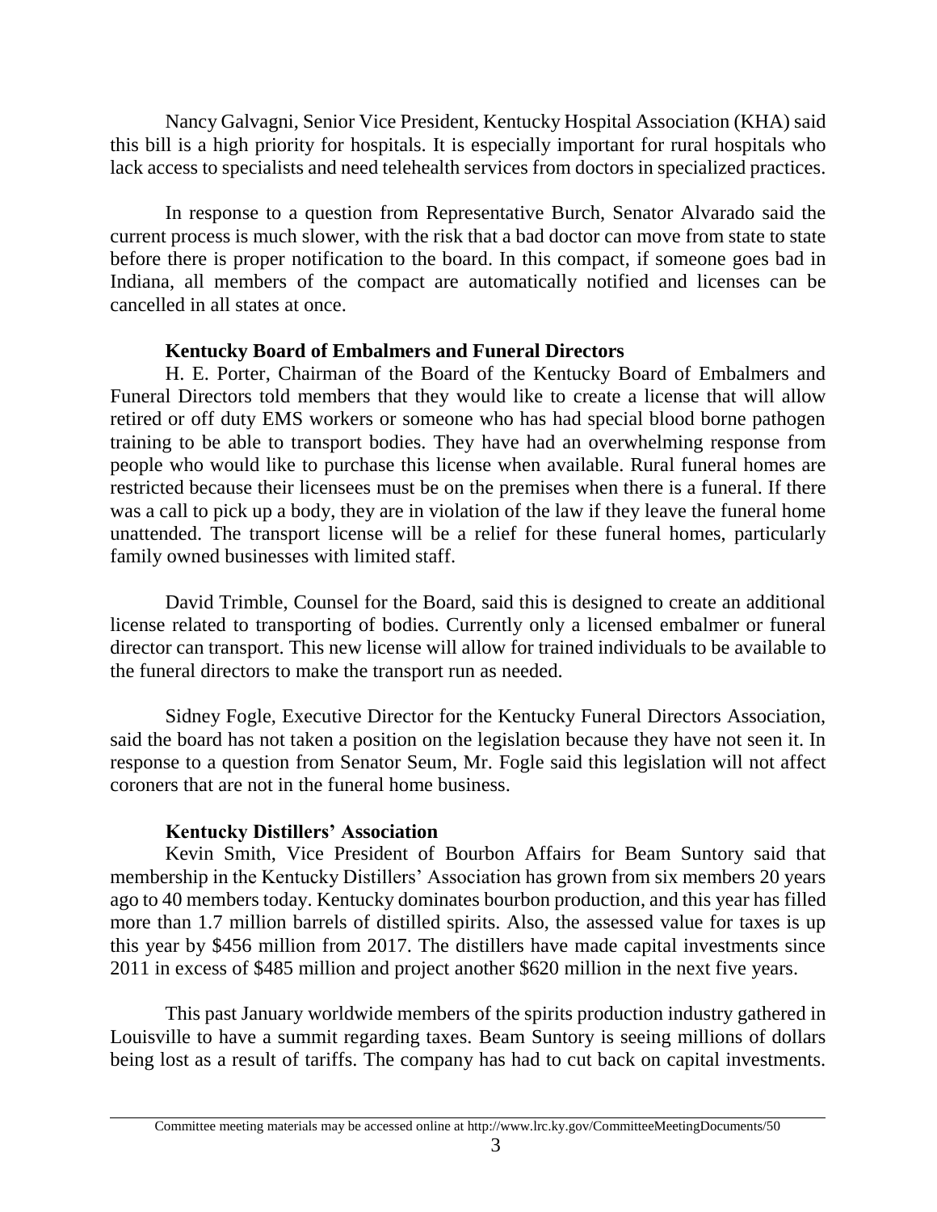Nancy Galvagni, Senior Vice President, Kentucky Hospital Association (KHA) said this bill is a high priority for hospitals. It is especially important for rural hospitals who lack access to specialists and need telehealth services from doctors in specialized practices.

In response to a question from Representative Burch, Senator Alvarado said the current process is much slower, with the risk that a bad doctor can move from state to state before there is proper notification to the board. In this compact, if someone goes bad in Indiana, all members of the compact are automatically notified and licenses can be cancelled in all states at once.

**Kentucky Board of Embalmers and Funeral Directors**

H. E. Porter, Chairman of the Board of the Kentucky Board of Embalmers and Funeral Directors told members that they would like to create a license that will allow retired or off duty EMS workers or someone who has had special blood borne pathogen training to be able to transport bodies. They have had an overwhelming response from people who would like to purchase this license when available. Rural funeral homes are restricted because their licensees must be on the premises when there is a funeral. If there was a call to pick up a body, they are in violation of the law if they leave the funeral home unattended. The transport license will be a relief for these funeral homes, particularly family owned businesses with limited staff.

David Trimble, Counsel for the Board, said this is designed to create an additional license related to transporting of bodies. Currently only a licensed embalmer or funeral director can transport. This new license will allow for trained individuals to be available to the funeral directors to make the transport run as needed.

Sidney Fogle, Executive Director for the Kentucky Funeral Directors Association, said the board has not taken a position on the legislation because they have not seen it. In response to a question from Senator Seum, Mr. Fogle said this legislation will not affect coroners that are not in the funeral home business.

**Kentucky Distillers' Association**

Kevin Smith, Vice President of Bourbon Affairs for Beam Suntory said that membership in the Kentucky Distillers' Association has grown from six members 20 years ago to 40 members today. Kentucky dominates bourbon production, and this year has filled more than 1.7 million barrels of distilled spirits. Also, the assessed value for taxes is up this year by $456 million from 2017. The distillers have made capital investments since 2011 in excess of $485 million and project another $620 million in the next five years.

This past January worldwide members of the spirits production industry gathered in Louisville to have a summit regarding taxes. Beam Suntory is seeing millions of dollars being lost as a result of tariffs. The company has had to cut back on capital investments.

Committee meeting materials may be accessed online at http://www.lrc.ky.gov/CommitteeMeetingDocuments/50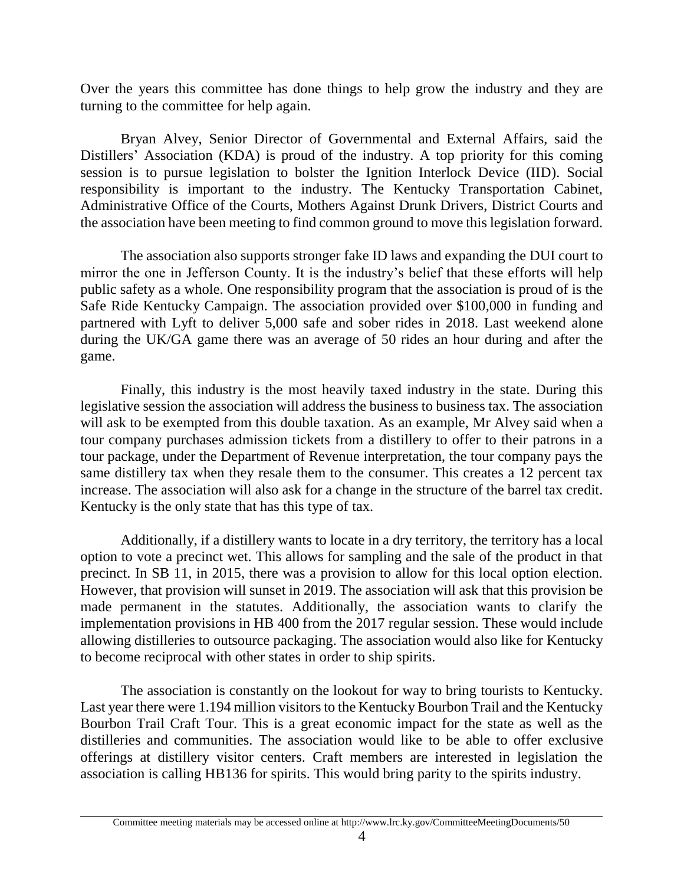Over the years this committee has done things to help grow the industry and they are turning to the committee for help again.

Bryan Alvey, Senior Director of Governmental and External Affairs, said the Distillers' Association (KDA) is proud of the industry. A top priority for this coming session is to pursue legislation to bolster the Ignition Interlock Device (IID). Social responsibility is important to the industry. The Kentucky Transportation Cabinet, Administrative Office of the Courts, Mothers Against Drunk Drivers, District Courts and the association have been meeting to find common ground to move this legislation forward.

The association also supports stronger fake ID laws and expanding the DUI court to mirror the one in Jefferson County. It is the industry's belief that these efforts will help public safety as a whole. One responsibility program that the association is proud of is the Safe Ride Kentucky Campaign. The association provided over $100,000 in funding and partnered with Lyft to deliver 5,000 safe and sober rides in 2018. Last weekend alone during the UK/GA game there was an average of 50 rides an hour during and after the game.

Finally, this industry is the most heavily taxed industry in the state. During this legislative session the association will address the business to business tax. The association will ask to be exempted from this double taxation. As an example, Mr Alvey said when a tour company purchases admission tickets from a distillery to offer to their patrons in a tour package, under the Department of Revenue interpretation, the tour company pays the same distillery tax when they resale them to the consumer. This creates a 12 percent tax increase. The association will also ask for a change in the structure of the barrel tax credit. Kentucky is the only state that has this type of tax.

Additionally, if a distillery wants to locate in a dry territory, the territory has a local option to vote a precinct wet. This allows for sampling and the sale of the product in that precinct. In SB 11, in 2015, there was a provision to allow for this local option election. However, that provision will sunset in 2019. The association will ask that this provision be made permanent in the statutes. Additionally, the association wants to clarify the implementation provisions in HB 400 from the 2017 regular session. These would include allowing distilleries to outsource packaging. The association would also like for Kentucky to become reciprocal with other states in order to ship spirits.

The association is constantly on the lookout for way to bring tourists to Kentucky. Last year there were 1.194 million visitors to the Kentucky Bourbon Trail and the Kentucky Bourbon Trail Craft Tour. This is a great economic impact for the state as well as the distilleries and communities. The association would like to be able to offer exclusive offerings at distillery visitor centers. Craft members are interested in legislation the association is calling HB136 for spirits. This would bring parity to the spirits industry.

Committee meeting materials may be accessed online at http://www.lrc.ky.gov/CommitteeMeetingDocuments/50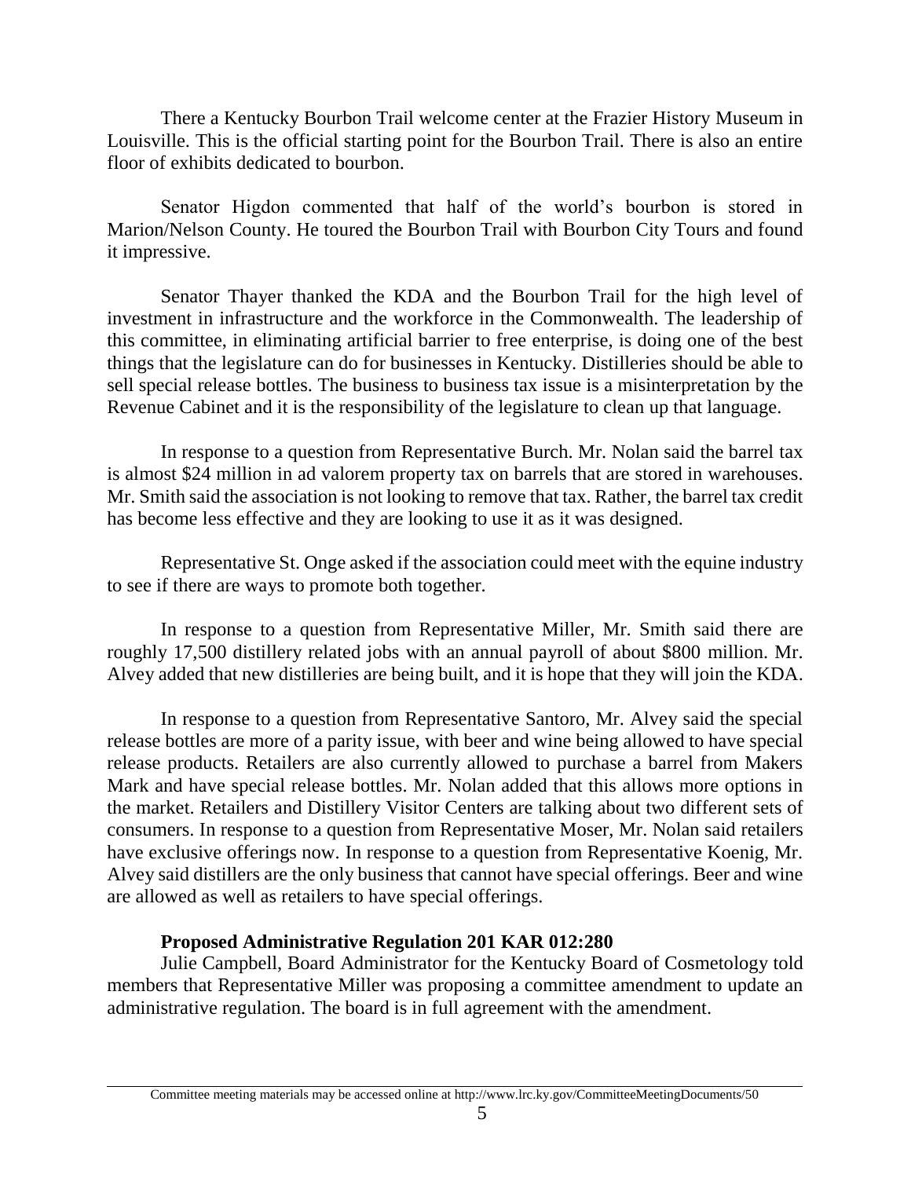There a Kentucky Bourbon Trail welcome center at the Frazier History Museum in Louisville. This is the official starting point for the Bourbon Trail. There is also an entire floor of exhibits dedicated to bourbon.

Senator Higdon commented that half of the world's bourbon is stored in Marion/Nelson County. He toured the Bourbon Trail with Bourbon City Tours and found it impressive.

Senator Thayer thanked the KDA and the Bourbon Trail for the high level of investment in infrastructure and the workforce in the Commonwealth. The leadership of this committee, in eliminating artificial barrier to free enterprise, is doing one of the best things that the legislature can do for businesses in Kentucky. Distilleries should be able to sell special release bottles. The business to business tax issue is a misinterpretation by the Revenue Cabinet and it is the responsibility of the legislature to clean up that language.

In response to a question from Representative Burch. Mr. Nolan said the barrel tax is almost $24 million in ad valorem property tax on barrels that are stored in warehouses. Mr. Smith said the association is not looking to remove that tax. Rather, the barrel tax credit has become less effective and they are looking to use it as it was designed.

Representative St. Onge asked if the association could meet with the equine industry to see if there are ways to promote both together.

In response to a question from Representative Miller, Mr. Smith said there are roughly 17,500 distillery related jobs with an annual payroll of about $800 million. Mr. Alvey added that new distilleries are being built, and it is hope that they will join the KDA.

In response to a question from Representative Santoro, Mr. Alvey said the special release bottles are more of a parity issue, with beer and wine being allowed to have special release products. Retailers are also currently allowed to purchase a barrel from Makers Mark and have special release bottles. Mr. Nolan added that this allows more options in the market. Retailers and Distillery Visitor Centers are talking about two different sets of consumers. In response to a question from Representative Moser, Mr. Nolan said retailers have exclusive offerings now. In response to a question from Representative Koenig, Mr. Alvey said distillers are the only business that cannot have special offerings. Beer and wine are allowed as well as retailers to have special offerings.

**Proposed Administrative Regulation 201 KAR 012:280**

Julie Campbell, Board Administrator for the Kentucky Board of Cosmetology told members that Representative Miller was proposing a committee amendment to update an administrative regulation. The board is in full agreement with the amendment.

Committee meeting materials may be accessed online at http://www.lrc.ky.gov/CommitteeMeetingDocuments/50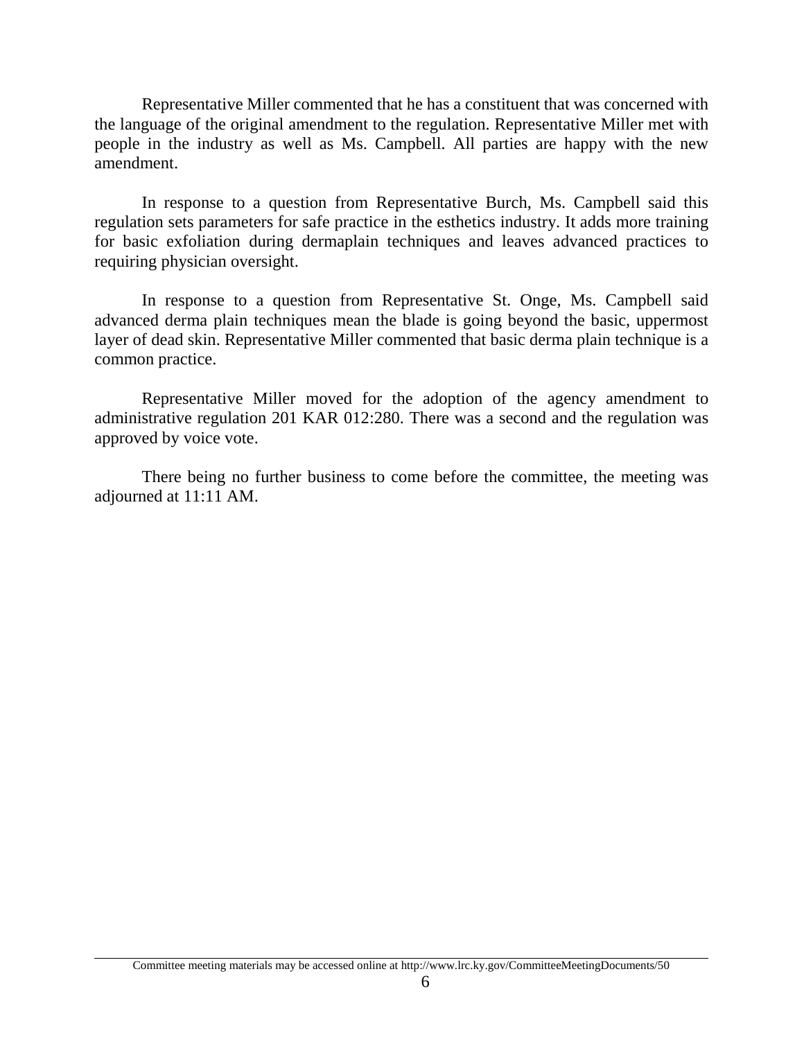Representative Miller commented that he has a constituent that was concerned with the language of the original amendment to the regulation. Representative Miller met with people in the industry as well as Ms. Campbell. All parties are happy with the new amendment.

In response to a question from Representative Burch, Ms. Campbell said this regulation sets parameters for safe practice in the esthetics industry. It adds more training for basic exfoliation during dermaplain techniques and leaves advanced practices to requiring physician oversight.

In response to a question from Representative St. Onge, Ms. Campbell said advanced derma plain techniques mean the blade is going beyond the basic, uppermost layer of dead skin. Representative Miller commented that basic derma plain technique is a common practice.

Representative Miller moved for the adoption of the agency amendment to administrative regulation 201 KAR 012:280. There was a second and the regulation was approved by voice vote.

There being no further business to come before the committee, the meeting was adjourned at 11:11 AM.